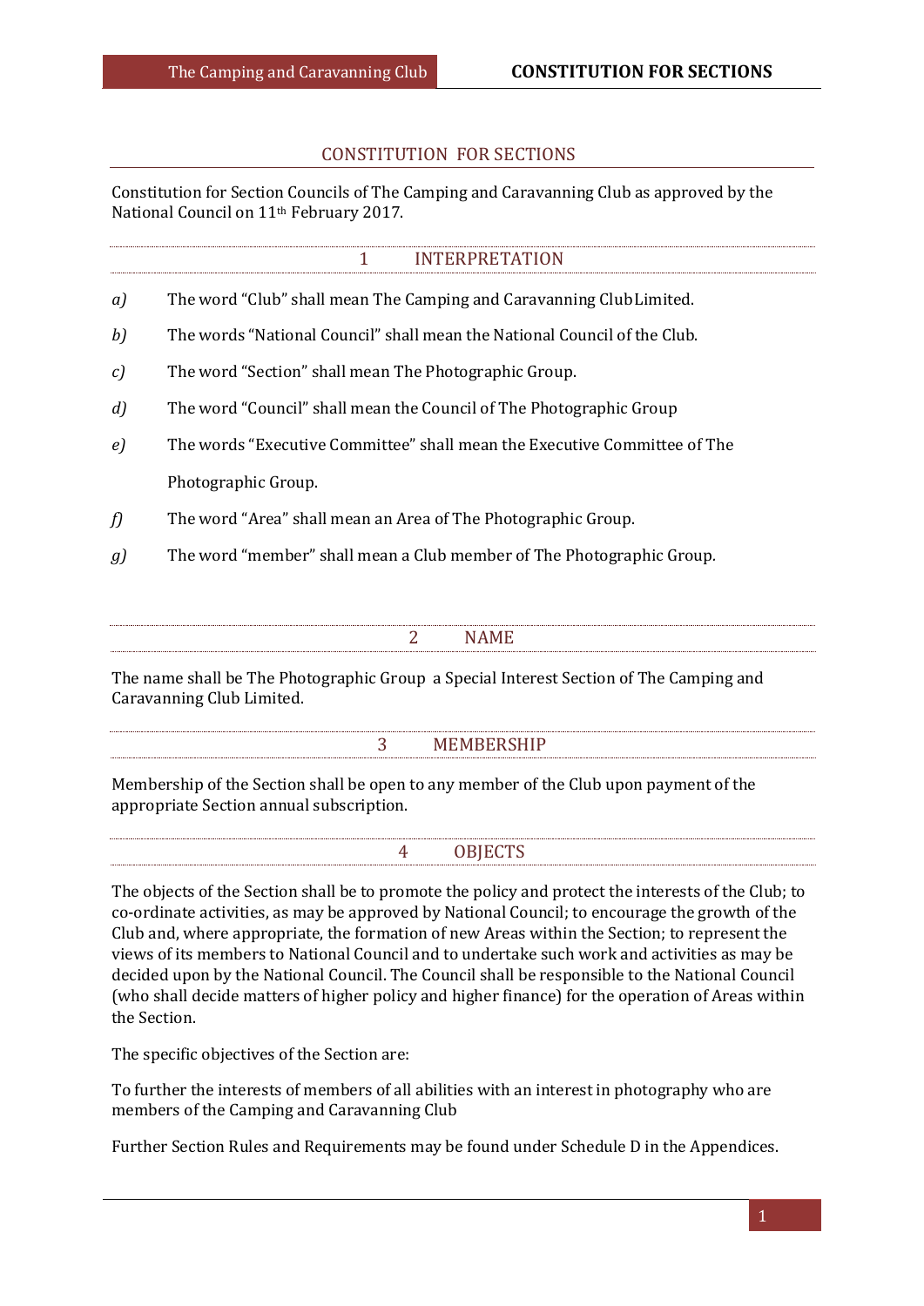# CONSTITUTION FOR SECTIONS

Constitution for Section Councils of The Camping and Caravanning Club as approved by the National Council on 11th February 2017.

## 1 INTERPRETATION

*a)* The word “Club” shall mean The Camping and Caravanning Club Limited.

*b)* The words “National Council” shall mean the National Council of the Club.

*c)* The word “Section” shall mean The Photographic Group.

*d)* The word “Council” shall mean the Council of The Photographic Group

*e)* The words “Executive Committee” shall mean the Executive Committee of The Photographic Group.

*f)* The word “Area” shall mean an Area of The Photographic Group.

*g)* The word “member” shall mean a Club member of The Photographic Group.

## 2 NAME

The name shall be The Photographic Group a Special Interest Section of The Camping and Caravanning Club Limited.

## 3 MEMBERSHIP

Membership of the Section shall be open to any member of the Club upon payment of the appropriate Section annual subscription.

## 4 OBJECTS

The objects of the Section shall be to promote the policy and protect the interests of the Club; to co-ordinate activities, as may be approved by National Council; to encourage the growth of the Club and, where appropriate, the formation of new Areas within the Section; to represent the views of its members to National Council and to undertake such work and activities as may be decided upon by the National Council. The Council shall be responsible to the National Council (who shall decide matters of higher policy and higher finance) for the operation of Areas within the Section.

The specific objectives of the Section are:

To further the interests of members of all abilities with an interest in photography who are members of the Camping and Caravanning Club

Further Section Rules and Requirements may be found under Schedule D in the Appendices.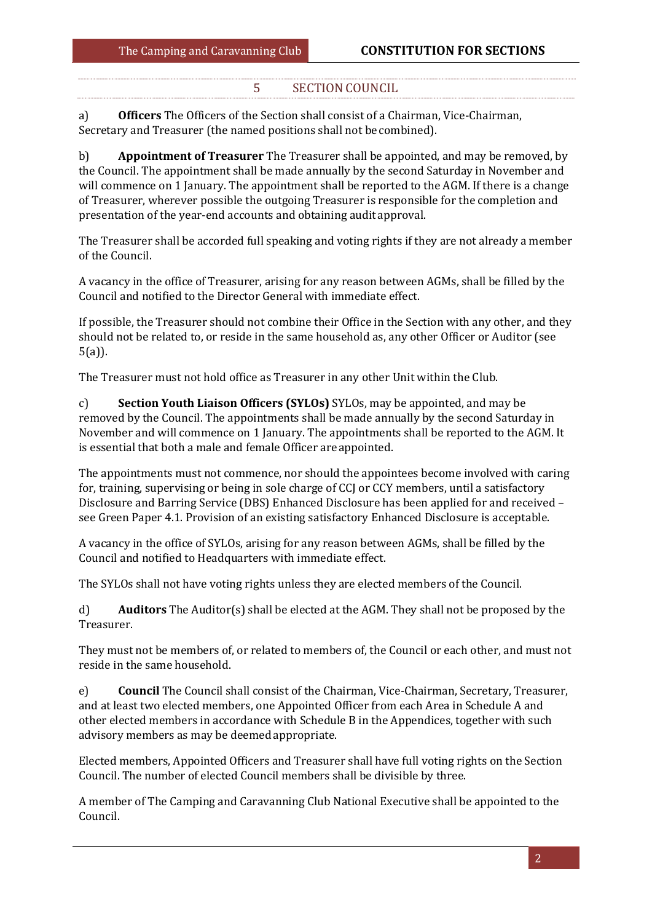## 5 SECTION COUNCIL

a) **Officers** The Officers of the Section shall consist of a Chairman, Vice-Chairman, Secretary and Treasurer (the named positions shall not be combined).

b) **Appointment of Treasurer** The Treasurer shall be appointed, and may be removed, by the Council. The appointment shall be made annually by the second Saturday in November and will commence on 1 January. The appointment shall be reported to the AGM. If there is a change of Treasurer, wherever possible the outgoing Treasurer is responsible for the completion and presentation of the year-end accounts and obtaining audit approval.

The Treasurer shall be accorded full speaking and voting rights if they are not already a member of the Council.

A vacancy in the office of Treasurer, arising for any reason between AGMs, shall be filled by the Council and notified to the Director General with immediate effect.

If possible, the Treasurer should not combine their Office in the Section with any other, and they should not be related to, or reside in the same household as, any other Officer or Auditor (see 5(a)).

The Treasurer must not hold office as Treasurer in any other Unit within the Club.

c) **Section Youth Liaison Officers (SYLOs)** SYLOs, may be appointed, and may be removed by the Council. The appointments shall be made annually by the second Saturday in November and will commence on 1 January. The appointments shall be reported to the AGM. It is essential that both a male and female Officer are appointed.

The appointments must not commence, nor should the appointees become involved with caring for, training, supervising or being in sole charge of CCJ or CCY members, until a satisfactory Disclosure and Barring Service (DBS) Enhanced Disclosure has been applied for and received – see Green Paper 4.1. Provision of an existing satisfactory Enhanced Disclosure is acceptable.

A vacancy in the office of SYLOs, arising for any reason between AGMs, shall be filled by the Council and notified to Headquarters with immediate effect.

The SYLOs shall not have voting rights unless they are elected members of the Council.

d) **Auditors** The Auditor(s) shall be elected at the AGM. They shall not be proposed by the Treasurer.

They must not be members of, or related to members of, the Council or each other, and must not reside in the same household.

e) **Council** The Council shall consist of the Chairman, Vice-Chairman, Secretary, Treasurer, and at least two elected members, one Appointed Officer from each Area in Schedule A and other elected members in accordance with Schedule B in the Appendices, together with such advisory members as may be deemed appropriate.

Elected members, Appointed Officers and Treasurer shall have full voting rights on the Section Council. The number of elected Council members shall be divisible by three.

A member of The Camping and Caravanning Club National Executive shall be appointed to the Council.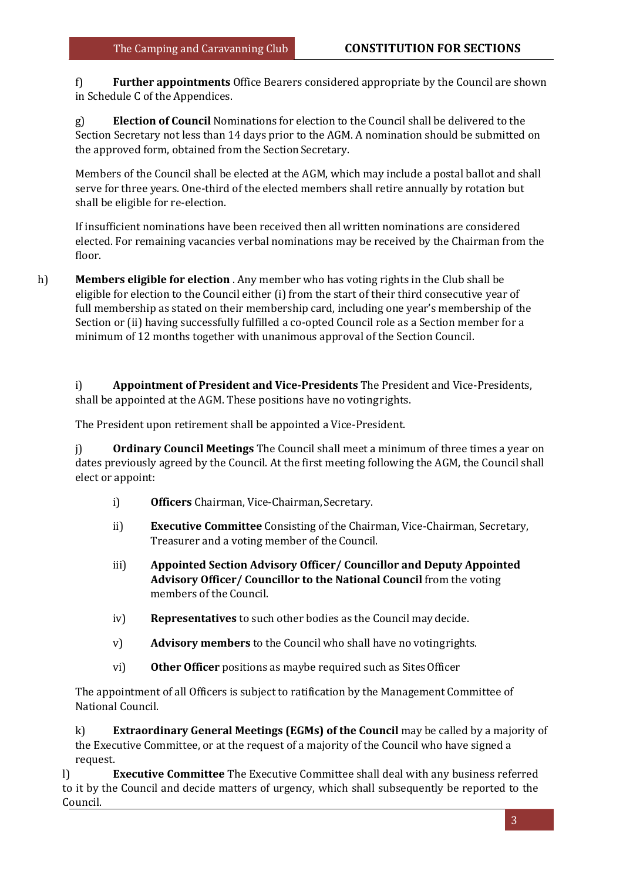f) **Further appointments** Office Bearers considered appropriate by the Council are shown in Schedule C of the Appendices.

g) **Election of Council** Nominations for election to the Council shall be delivered to the Section Secretary not less than 14 days prior to the AGM. A nomination should be submitted on the approved form, obtained from the Section Secretary.

Members of the Council shall be elected at the AGM, which may include a postal ballot and shall serve for three years. One-third of the elected members shall retire annually by rotation but shall be eligible for re-election.

If insufficient nominations have been received then all written nominations are considered elected. For remaining vacancies verbal nominations may be received by the Chairman from the floor.

h) **Members eligible for election** . Any member who has voting rights in the Club shall be eligible for election to the Council either (i) from the start of their third consecutive year of full membership as stated on their membership card, including one year's membership of the Section or (ii) having successfully fulfilled a co-opted Council role as a Section member for a minimum of 12 months together with unanimous approval of the Section Council.

i) **Appointment of President and Vice-Presidents** The President and Vice-Presidents, shall be appointed at the AGM. These positions have no voting rights.

The President upon retirement shall be appointed a Vice-President.

j) **Ordinary Council Meetings** The Council shall meet a minimum of three times a year on dates previously agreed by the Council. At the first meeting following the AGM, the Council shall elect or appoint:

- i) **Officers** Chairman, Vice-Chairman, Secretary.
- ii) **Executive Committee** Consisting of the Chairman, Vice-Chairman, Secretary, Treasurer and a voting member of the Council.
- iii) **Appointed Section Advisory Officer/ Councillor and Deputy Appointed Advisory Officer/ Councillor to the National Council** from the voting members of the Council.
- iv) **Representatives** to such other bodies as the Council may decide.
- v) **Advisory members** to the Council who shall have no voting rights.
- vi) **Other Officer** positions as maybe required such as Sites Officer

The appointment of all Officers is subject to ratification by the Management Committee of National Council.

k) **Extraordinary General Meetings (EGMs) of the Council** may be called by a majority of the Executive Committee, or at the request of a majority of the Council who have signed a request.

l) **Executive Committee** The Executive Committee shall deal with any business referred to it by the Council and decide matters of urgency, which shall subsequently be reported to the Council.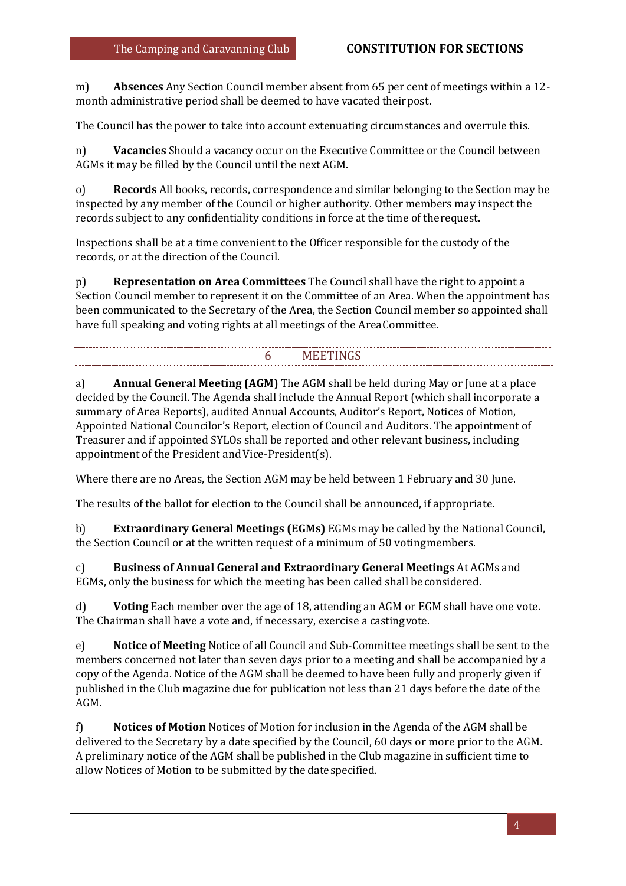m) **Absences** Any Section Council member absent from 65 per cent of meetings within a 12-month administrative period shall be deemed to have vacated their post.

The Council has the power to take into account extenuating circumstances and overrule this.

n) **Vacancies** Should a vacancy occur on the Executive Committee or the Council between AGMs it may be filled by the Council until the next AGM.

o) **Records** All books, records, correspondence and similar belonging to the Section may be inspected by any member of the Council or higher authority. Other members may inspect the records subject to any confidentiality conditions in force at the time of the request.

Inspections shall be at a time convenient to the Officer responsible for the custody of the records, or at the direction of the Council.

p) **Representation on Area Committees** The Council shall have the right to appoint a Section Council member to represent it on the Committee of an Area. When the appointment has been communicated to the Secretary of the Area, the Section Council member so appointed shall have full speaking and voting rights at all meetings of the Area Committee.

## 6 MEETINGS

a) **Annual General Meeting (AGM)** The AGM shall be held during May or June at a place decided by the Council. The Agenda shall include the Annual Report (which shall incorporate a summary of Area Reports), audited Annual Accounts, Auditor's Report, Notices of Motion, Appointed National Councilor's Report, election of Council and Auditors. The appointment of Treasurer and if appointed SYLOs shall be reported and other relevant business, including appointment of the President and Vice-President(s).

Where there are no Areas, the Section AGM may be held between 1 February and 30 June.

The results of the ballot for election to the Council shall be announced, if appropriate.

b) **Extraordinary General Meetings (EGMs)** EGMs may be called by the National Council, the Section Council or at the written request of a minimum of 50 voting members.

c) **Business of Annual General and Extraordinary General Meetings** At AGMs and EGMs, only the business for which the meeting has been called shall be considered.

d) **Voting** Each member over the age of 18, attending an AGM or EGM shall have one vote. The Chairman shall have a vote and, if necessary, exercise a casting vote.

e) **Notice of Meeting** Notice of all Council and Sub-Committee meetings shall be sent to the members concerned not later than seven days prior to a meeting and shall be accompanied by a copy of the Agenda. Notice of the AGM shall be deemed to have been fully and properly given if published in the Club magazine due for publication not less than 21 days before the date of the AGM.

f) **Notices of Motion** Notices of Motion for inclusion in the Agenda of the AGM shall be delivered to the Secretary by a date specified by the Council, 60 days or more prior to the AGM. A preliminary notice of the AGM shall be published in the Club magazine in sufficient time to allow Notices of Motion to be submitted by the date specified.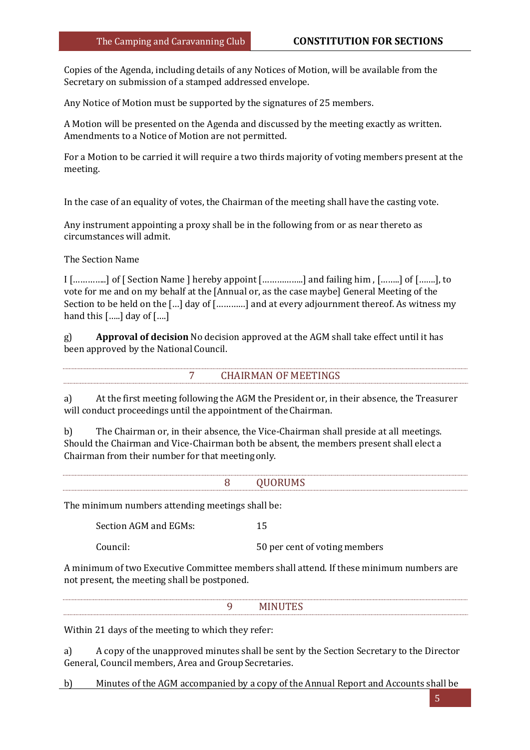Copies of the Agenda, including details of any Notices of Motion, will be available from the Secretary on submission of a stamped addressed envelope.

Any Notice of Motion must be supported by the signatures of 25 members.

A Motion will be presented on the Agenda and discussed by the meeting exactly as written. Amendments to a Notice of Motion are not permitted.

For a Motion to be carried it will require a two thirds majority of voting members present at the meeting.

In the case of an equality of votes, the Chairman of the meeting shall have the casting vote.

Any instrument appointing a proxy shall be in the following from or as near thereto as circumstances will admit.

The Section Name

I [………...] of [ Section Name ] hereby appoint [……………..] and failing him , [……..] of […….], to vote for me and on my behalf at the [Annual or, as the case maybe] General Meeting of the Section to be held on the […] day of […………] and at every adjournment thereof. As witness my hand this […..] day of [….]

g) **Approval of decision** No decision approved at the AGM shall take effect until it has been approved by the National Council.

## 7 CHAIRMAN OF MEETINGS

a) At the first meeting following the AGM the President or, in their absence, the Treasurer will conduct proceedings until the appointment of the Chairman.

b) The Chairman or, in their absence, the Vice-Chairman shall preside at all meetings. Should the Chairman and Vice-Chairman both be absent, the members present shall elect a Chairman from their number for that meeting only.

## 8 QUORUMS

The minimum numbers attending meetings shall be:

| | |
|---|---|
| Section AGM and EGMs: | 15 |
| Council: | 50 per cent of voting members |

A minimum of two Executive Committee members shall attend. If these minimum numbers are not present, the meeting shall be postponed.

## 9 MINUTES

Within 21 days of the meeting to which they refer:

a) A copy of the unapproved minutes shall be sent by the Section Secretary to the Director General, Council members, Area and Group Secretaries.

b) Minutes of the AGM accompanied by a copy of the Annual Report and Accounts shall be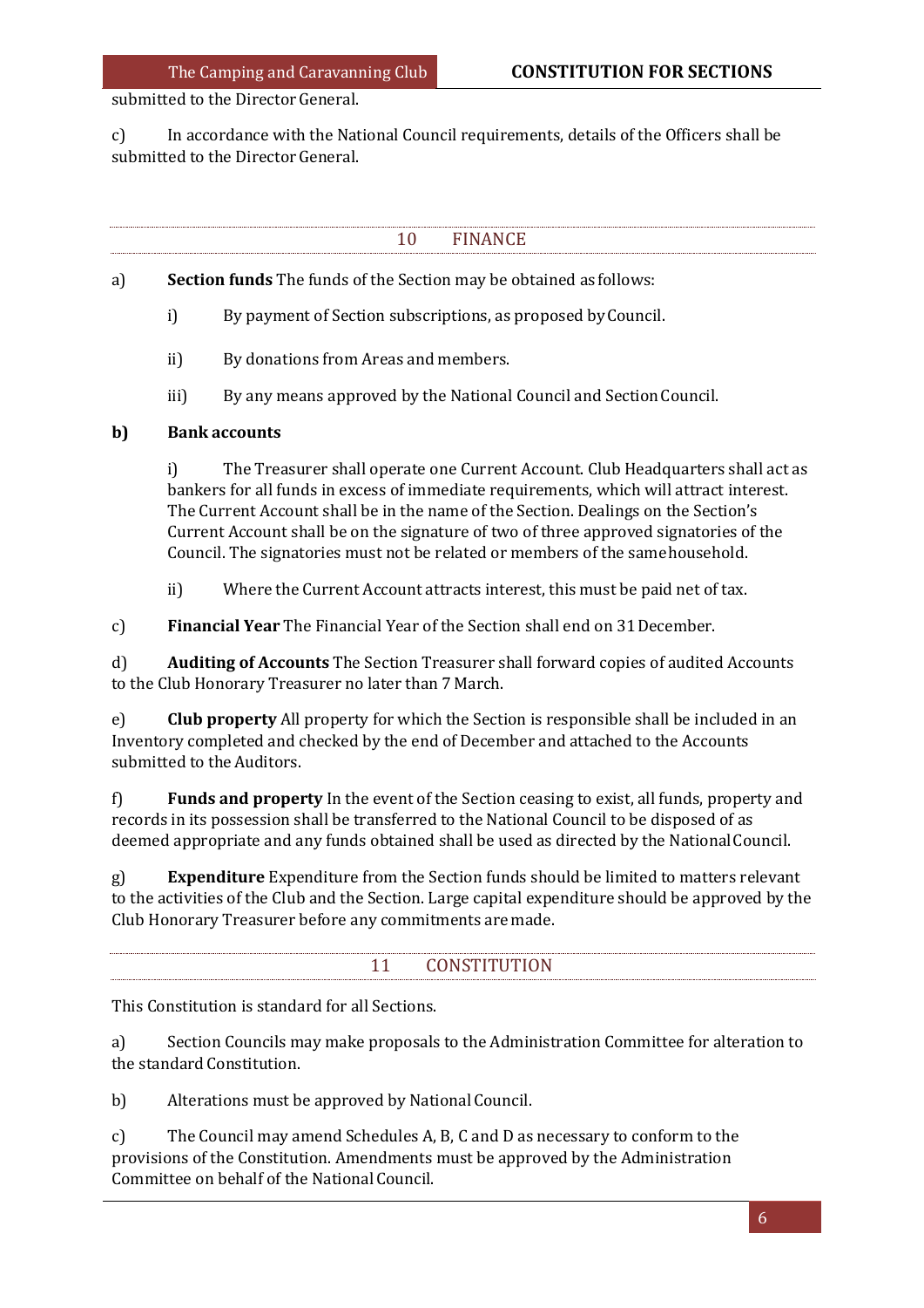submitted to the Director General.

c) In accordance with the National Council requirements, details of the Officers shall be submitted to the Director General.

## 10 FINANCE

a) **Section funds** The funds of the Section may be obtained as follows:

i) By payment of Section subscriptions, as proposed by Council.

ii) By donations from Areas and members.

iii) By any means approved by the National Council and Section Council.

**b) Bank accounts**

i) The Treasurer shall operate one Current Account. Club Headquarters shall act as bankers for all funds in excess of immediate requirements, which will attract interest. The Current Account shall be in the name of the Section. Dealings on the Section's Current Account shall be on the signature of two of three approved signatories of the Council. The signatories must not be related or members of the same household.

ii) Where the Current Account attracts interest, this must be paid net of tax.

c) **Financial Year** The Financial Year of the Section shall end on 31 December.

d) **Auditing of Accounts** The Section Treasurer shall forward copies of audited Accounts to the Club Honorary Treasurer no later than 7 March.

e) **Club property** All property for which the Section is responsible shall be included in an Inventory completed and checked by the end of December and attached to the Accounts submitted to the Auditors.

f) **Funds and property** In the event of the Section ceasing to exist, all funds, property and records in its possession shall be transferred to the National Council to be disposed of as deemed appropriate and any funds obtained shall be used as directed by the National Council.

g) **Expenditure** Expenditure from the Section funds should be limited to matters relevant to the activities of the Club and the Section. Large capital expenditure should be approved by the Club Honorary Treasurer before any commitments are made.

## 11 CONSTITUTION

This Constitution is standard for all Sections.

a) Section Councils may make proposals to the Administration Committee for alteration to the standard Constitution.

b) Alterations must be approved by National Council.

c) The Council may amend Schedules A, B, C and D as necessary to conform to the provisions of the Constitution. Amendments must be approved by the Administration Committee on behalf of the National Council.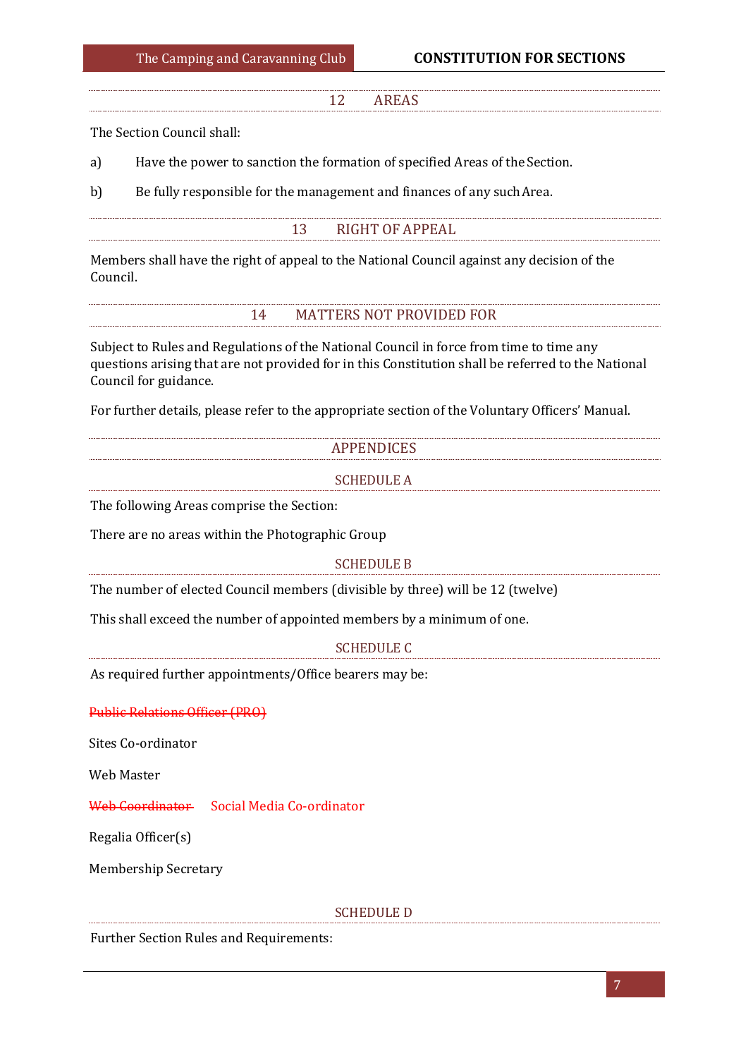## 12 AREAS

The Section Council shall:

a) Have the power to sanction the formation of specified Areas of the Section.

b) Be fully responsible for the management and finances of any such Area.

## 13 RIGHT OF APPEAL

Members shall have the right of appeal to the National Council against any decision of the Council.

## 14 MATTERS NOT PROVIDED FOR

Subject to Rules and Regulations of the National Council in force from time to time any questions arising that are not provided for in this Constitution shall be referred to the National Council for guidance.

For further details, please refer to the appropriate section of the Voluntary Officers' Manual.

## APPENDICES

### SCHEDULE A

The following Areas comprise the Section:

There are no areas within the Photographic Group

### SCHEDULE B

The number of elected Council members (divisible by three) will be 12 (twelve)

This shall exceed the number of appointed members by a minimum of one.

### SCHEDULE C

As required further appointments/Office bearers may be:

~~Public Relations Officer (PRO)~~

Sites Co-ordinator

Web Master

~~Web Coordinator~~ Social Media Co-ordinator

Regalia Officer(s)

Membership Secretary

### SCHEDULE D

Further Section Rules and Requirements: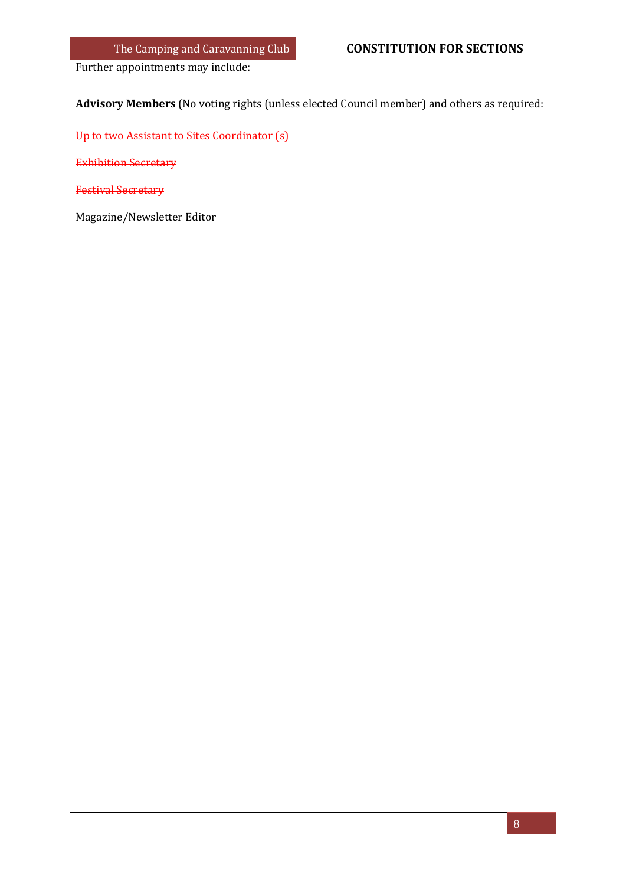Further appointments may include:

**<u>Advisory Members</u>** (No voting rights (unless elected Council member) and others as required:

Up to two Assistant to Sites Coordinator (s)

~~Exhibition Secretary~~

~~Festival Secretary~~

Magazine/Newsletter Editor